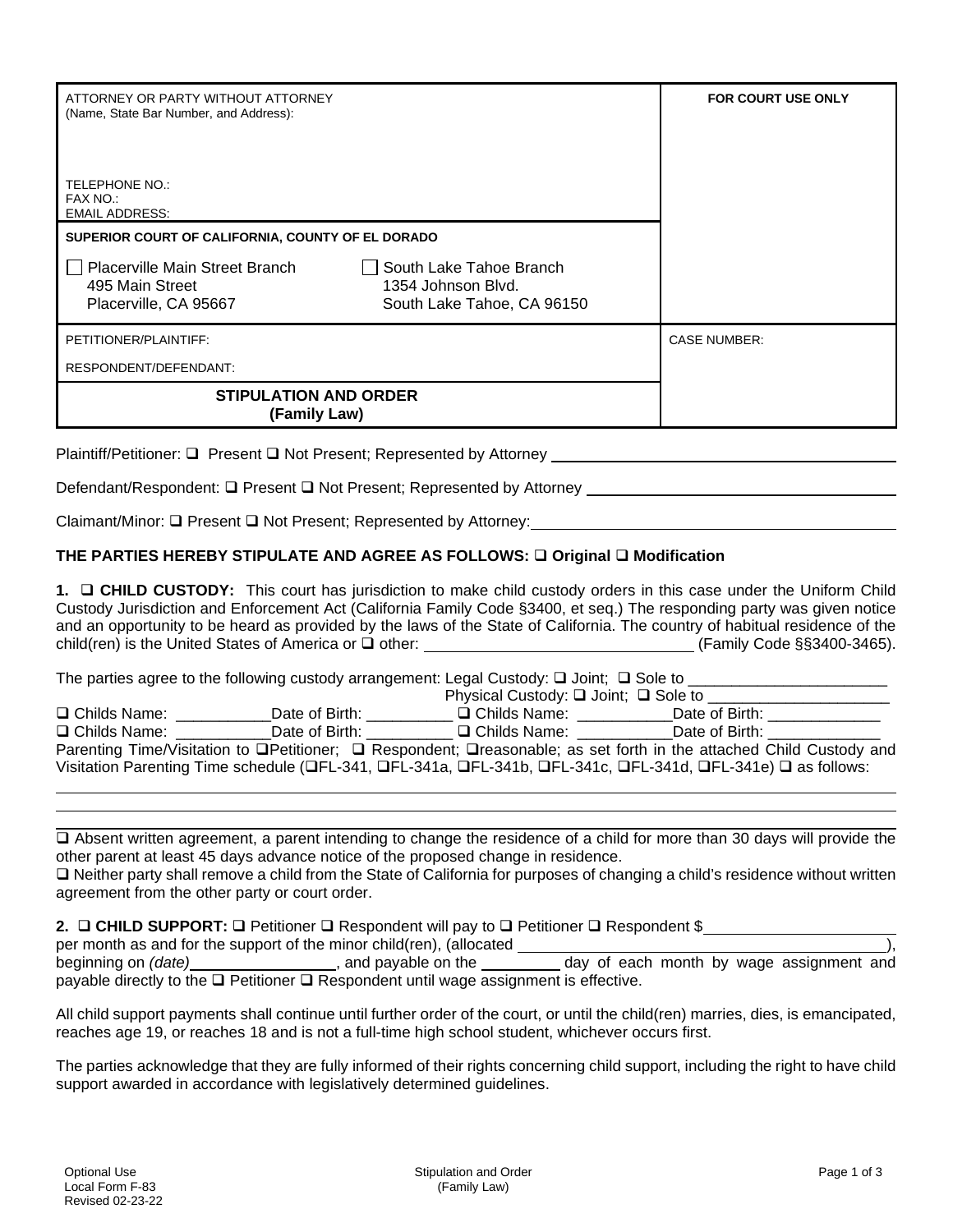| | |
|---|---|
| ATTORNEY OR PARTY WITHOUT ATTORNEY (Name, State Bar Number, and Address):<br><br>TELEPHONE NO.:<br>FAX NO.:<br>EMAIL ADDRESS: | **FOR COURT USE ONLY** |
| **SUPERIOR COURT OF CALIFORNIA, COUNTY OF EL DORADO**<br>☐ Placerville Main Street Branch, 495 Main Street, Placerville, CA 95667<br>☐ South Lake Tahoe Branch, 1354 Johnson Blvd., South Lake Tahoe, CA 96150 | |
| PETITIONER/PLAINTIFF:<br><br>RESPONDENT/DEFENDANT: | CASE NUMBER: |
| **STIPULATION AND ORDER (Family Law)** | |

Plaintiff/Petitioner: ❑ Present ❑ Not Present; Represented by Attorney ______________________________

Defendant/Respondent: ❑ Present ❑ Not Present; Represented by Attorney ______________________________

Claimant/Minor: ❑ Present ❑ Not Present; Represented by Attorney: ______________________________

**THE PARTIES HEREBY STIPULATE AND AGREE AS FOLLOWS: ❑ Original ❑ Modification**

**1. ❑ CHILD CUSTODY:** This court has jurisdiction to make child custody orders in this case under the Uniform Child Custody Jurisdiction and Enforcement Act (California Family Code §3400, et seq.) The responding party was given notice and an opportunity to be heard as provided by the laws of the State of California. The country of habitual residence of the child(ren) is the United States of America or ❑ other: ______________________________ (Family Code §§3400-3465).

The parties agree to the following custody arrangement: Legal Custody: ❑ Joint; ❑ Sole to _______________________
Physical Custody: ❑ Joint; ❑ Sole to _____________________

❑ Childs Name: ___________Date of Birth: __________ ❑ Childs Name: ___________Date of Birth: _____________
❑ Childs Name: ___________Date of Birth: __________ ❑ Childs Name: ___________Date of Birth: _____________

Parenting Time/Visitation to ❑Petitioner; ❑ Respondent; ❑reasonable; as set forth in the attached Child Custody and Visitation Parenting Time schedule (❑FL-341, ❑FL-341a, ❑FL-341b, ❑FL-341c, ❑FL-341d, ❑FL-341e) ❑ as follows:

______________________________________________________________________________

______________________________________________________________________________

______________________________________________________________________________

❑ Absent written agreement, a parent intending to change the residence of a child for more than 30 days will provide the other parent at least 45 days advance notice of the proposed change in residence.

❑ Neither party shall remove a child from the State of California for purposes of changing a child's residence without written agreement from the other party or court order.

**2. ❑ CHILD SUPPORT:** ❑ Petitioner ❑ Respondent will pay to ❑ Petitioner ❑ Respondent $______________________ per month as and for the support of the minor child(ren), (allocated ______________________________), beginning on *(date)*_________________, and payable on the _________ day of each month by wage assignment and payable directly to the ❑ Petitioner ❑ Respondent until wage assignment is effective.

All child support payments shall continue until further order of the court, or until the child(ren) marries, dies, is emancipated, reaches age 19, or reaches 18 and is not a full-time high school student, whichever occurs first.

The parties acknowledge that they are fully informed of their rights concerning child support, including the right to have child support awarded in accordance with legislatively determined guidelines.

Optional Use
Local Form F-83
Revised 02-23-22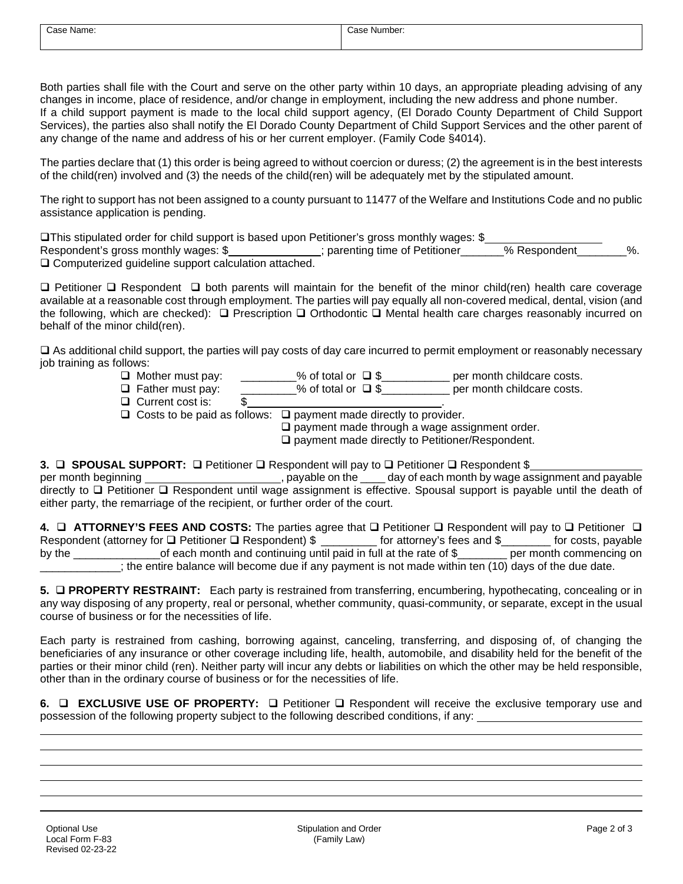| Case Name: | Case Number: |
|---|---|
| | |

Both parties shall file with the Court and serve on the other party within 10 days, an appropriate pleading advising of any changes in income, place of residence, and/or change in employment, including the new address and phone number.
If a child support payment is made to the local child support agency, (El Dorado County Department of Child Support Services), the parties also shall notify the El Dorado County Department of Child Support Services and the other parent of any change of the name and address of his or her current employer. (Family Code §4014).

The parties declare that (1) this order is being agreed to without coercion or duress; (2) the agreement is in the best interests of the child(ren) involved and (3) the needs of the child(ren) will be adequately met by the stipulated amount.

The right to support has not been assigned to a county pursuant to 11477 of the Welfare and Institutions Code and no public assistance application is pending.

☐This stipulated order for child support is based upon Petitioner's gross monthly wages: $__________________
Respondent's gross monthly wages: $______________; parenting time of Petitioner_______% Respondent________%.
☐ Computerized guideline support calculation attached.

☐ Petitioner ☐ Respondent ☐ both parents will maintain for the benefit of the minor child(ren) health care coverage available at a reasonable cost through employment. The parties will pay equally all non-covered medical, dental, vision (and the following, which are checked): ☐ Prescription ☐ Orthodontic ☐ Mental health care charges reasonably incurred on behalf of the minor child(ren).

☐ As additional child support, the parties will pay costs of day care incurred to permit employment or reasonably necessary job training as follows:

- ☐ Mother must pay: _________% of total or ☐ $___________ per month childcare costs.
- ☐ Father must pay: _________% of total or ☐ $___________ per month childcare costs.
- ☐ Current cost is: $______________________________.
- ☐ Costs to be paid as follows: ☐ payment made directly to provider.
  - ☐ payment made through a wage assignment order.
  - ☐ payment made directly to Petitioner/Respondent.

**3. ☐ SPOUSAL SUPPORT:** ☐ Petitioner ☐ Respondent will pay to ☐ Petitioner ☐ Respondent $__________________ per month beginning ______________________, payable on the ____ day of each month by wage assignment and payable directly to ☐ Petitioner ☐ Respondent until wage assignment is effective. Spousal support is payable until the death of either party, the remarriage of the recipient, or further order of the court.

**4. ☐ ATTORNEY'S FEES AND COSTS:** The parties agree that ☐ Petitioner ☐ Respondent will pay to ☐ Petitioner ☐ Respondent (attorney for ☐ Petitioner ☐ Respondent) $ _________ for attorney's fees and $________ for costs, payable by the ______________of each month and continuing until paid in full at the rate of $________ per month commencing on _____________; the entire balance will become due if any payment is not made within ten (10) days of the due date.

**5. ☐ PROPERTY RESTRAINT:** Each party is restrained from transferring, encumbering, hypothecating, concealing or in any way disposing of any property, real or personal, whether community, quasi-community, or separate, except in the usual course of business or for the necessities of life.

Each party is restrained from cashing, borrowing against, canceling, transferring, and disposing of, of changing the beneficiaries of any insurance or other coverage including life, health, automobile, and disability held for the benefit of the parties or their minor child (ren). Neither party will incur any debts or liabilities on which the other may be held responsible, other than in the ordinary course of business or for the necessities of life.

**6. ☐ EXCLUSIVE USE OF PROPERTY:** ☐ Petitioner ☐ Respondent will receive the exclusive temporary use and possession of the following property subject to the following described conditions, if any: ____________________________

Optional Use
Local Form F-83
Revised 02-23-22

Stipulation and Order
(Family Law)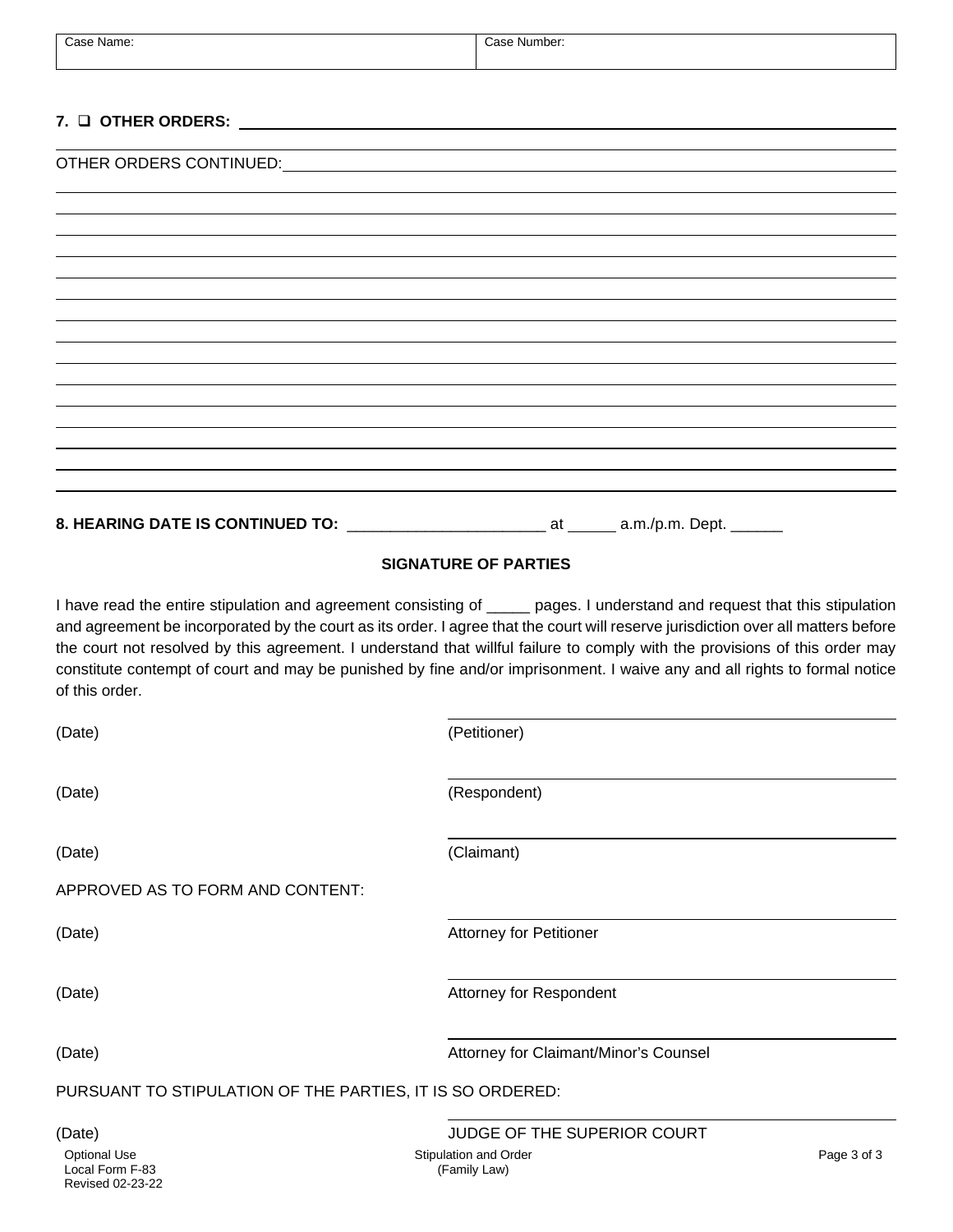| Case Name: | Case Number: |
| --- | --- |
| | |

**7. ❑ OTHER ORDERS:** ______________________________________________

OTHER ORDERS CONTINUED: ______________________________________________

**8. HEARING DATE IS CONTINUED TO:** ______________________ at ______ a.m./p.m. Dept. ______

**SIGNATURE OF PARTIES**

I have read the entire stipulation and agreement consisting of _____ pages. I understand and request that this stipulation and agreement be incorporated by the court as its order. I agree that the court will reserve jurisdiction over all matters before the court not resolved by this agreement. I understand that willful failure to comply with the provisions of this order may constitute contempt of court and may be punished by fine and/or imprisonment. I waive any and all rights to formal notice of this order.

(Date) ______________________________ (Petitioner)

(Date) ______________________________ (Respondent)

(Date) ______________________________ (Claimant)

APPROVED AS TO FORM AND CONTENT:

(Date) ______________________________ Attorney for Petitioner

(Date) ______________________________ Attorney for Respondent

(Date) ______________________________ Attorney for Claimant/Minor's Counsel

PURSUANT TO STIPULATION OF THE PARTIES, IT IS SO ORDERED:

(Date) ______________________________ JUDGE OF THE SUPERIOR COURT

Optional Use
Local Form F-83
Revised 02-23-22

Stipulation and Order
(Family Law)